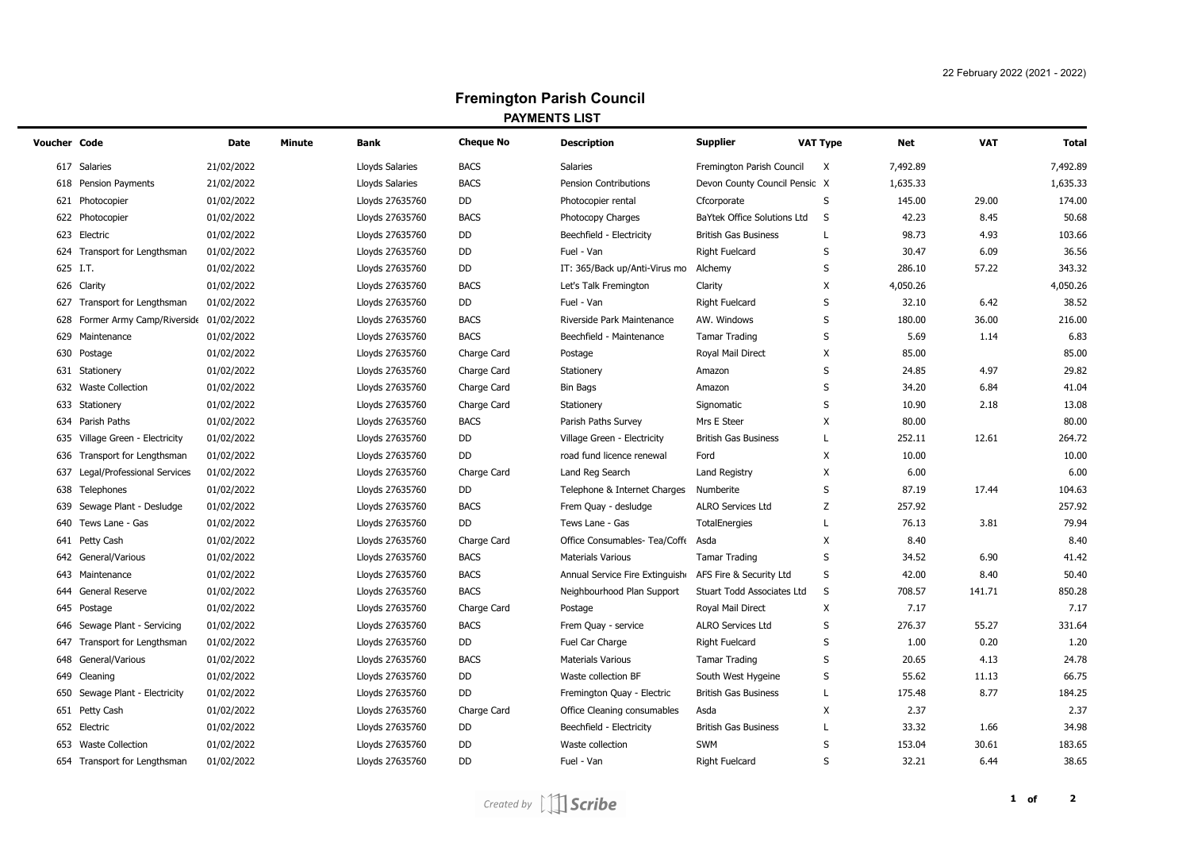22 February 2022 (2021 - 2022)

# Fremington Parish Council

## PAYMENTS LIST

| Voucher | Code | Date | Minute | Bank | Cheque No | Description | Supplier | VAT Type | Net | VAT | Total |
|---|---|---|---|---|---|---|---|---|---|---|---|
| 617 | Salaries | 21/02/2022 | | Lloyds Salaries | BACS | Salaries | Fremington Parish Council | X | 7,492.89 | | 7,492.89 |
| 618 | Pension Payments | 21/02/2022 | | Lloyds Salaries | BACS | Pension Contributions | Devon County Council Pensic | X | 1,635.33 | | 1,635.33 |
| 621 | Photocopier | 01/02/2022 | | Lloyds 27635760 | DD | Photocopier rental | Cfcorporate | S | 145.00 | 29.00 | 174.00 |
| 622 | Photocopier | 01/02/2022 | | Lloyds 27635760 | BACS | Photocopy Charges | BaYtek Office Solutions Ltd | S | 42.23 | 8.45 | 50.68 |
| 623 | Electric | 01/02/2022 | | Lloyds 27635760 | DD | Beechfield - Electricity | British Gas Business | L | 98.73 | 4.93 | 103.66 |
| 624 | Transport for Lengthsman | 01/02/2022 | | Lloyds 27635760 | DD | Fuel - Van | Right Fuelcard | S | 30.47 | 6.09 | 36.56 |
| 625 | I.T. | 01/02/2022 | | Lloyds 27635760 | DD | IT: 365/Back up/Anti-Virus mo | Alchemy | S | 286.10 | 57.22 | 343.32 |
| 626 | Clarity | 01/02/2022 | | Lloyds 27635760 | BACS | Let's Talk Fremington | Clarity | X | 4,050.26 | | 4,050.26 |
| 627 | Transport for Lengthsman | 01/02/2022 | | Lloyds 27635760 | DD | Fuel - Van | Right Fuelcard | S | 32.10 | 6.42 | 38.52 |
| 628 | Former Army Camp/Riverside | 01/02/2022 | | Lloyds 27635760 | BACS | Riverside Park Maintenance | AW. Windows | S | 180.00 | 36.00 | 216.00 |
| 629 | Maintenance | 01/02/2022 | | Lloyds 27635760 | BACS | Beechfield - Maintenance | Tamar Trading | S | 5.69 | 1.14 | 6.83 |
| 630 | Postage | 01/02/2022 | | Lloyds 27635760 | Charge Card | Postage | Royal Mail Direct | X | 85.00 | | 85.00 |
| 631 | Stationery | 01/02/2022 | | Lloyds 27635760 | Charge Card | Stationery | Amazon | S | 24.85 | 4.97 | 29.82 |
| 632 | Waste Collection | 01/02/2022 | | Lloyds 27635760 | Charge Card | Bin Bags | Amazon | S | 34.20 | 6.84 | 41.04 |
| 633 | Stationery | 01/02/2022 | | Lloyds 27635760 | Charge Card | Stationery | Signomatic | S | 10.90 | 2.18 | 13.08 |
| 634 | Parish Paths | 01/02/2022 | | Lloyds 27635760 | BACS | Parish Paths Survey | Mrs E Steer | X | 80.00 | | 80.00 |
| 635 | Village Green - Electricity | 01/02/2022 | | Lloyds 27635760 | DD | Village Green - Electricity | British Gas Business | L | 252.11 | 12.61 | 264.72 |
| 636 | Transport for Lengthsman | 01/02/2022 | | Lloyds 27635760 | DD | road fund licence renewal | Ford | X | 10.00 | | 10.00 |
| 637 | Legal/Professional Services | 01/02/2022 | | Lloyds 27635760 | Charge Card | Land Reg Search | Land Registry | X | 6.00 | | 6.00 |
| 638 | Telephones | 01/02/2022 | | Lloyds 27635760 | DD | Telephone & Internet Charges | Numberite | S | 87.19 | 17.44 | 104.63 |
| 639 | Sewage Plant - Desludge | 01/02/2022 | | Lloyds 27635760 | BACS | Frem Quay - desludge | ALRO Services Ltd | Z | 257.92 | | 257.92 |
| 640 | Tews Lane - Gas | 01/02/2022 | | Lloyds 27635760 | DD | Tews Lane - Gas | TotalEnergies | L | 76.13 | 3.81 | 79.94 |
| 641 | Petty Cash | 01/02/2022 | | Lloyds 27635760 | Charge Card | Office Consumables- Tea/Coffe | Asda | X | 8.40 | | 8.40 |
| 642 | General/Various | 01/02/2022 | | Lloyds 27635760 | BACS | Materials Various | Tamar Trading | S | 34.52 | 6.90 | 41.42 |
| 643 | Maintenance | 01/02/2022 | | Lloyds 27635760 | BACS | Annual Service Fire Extinguish | AFS Fire & Security Ltd | S | 42.00 | 8.40 | 50.40 |
| 644 | General Reserve | 01/02/2022 | | Lloyds 27635760 | BACS | Neighbourhood Plan Support | Stuart Todd Associates Ltd | S | 708.57 | 141.71 | 850.28 |
| 645 | Postage | 01/02/2022 | | Lloyds 27635760 | Charge Card | Postage | Royal Mail Direct | X | 7.17 | | 7.17 |
| 646 | Sewage Plant - Servicing | 01/02/2022 | | Lloyds 27635760 | BACS | Frem Quay - service | ALRO Services Ltd | S | 276.37 | 55.27 | 331.64 |
| 647 | Transport for Lengthsman | 01/02/2022 | | Lloyds 27635760 | DD | Fuel Car Charge | Right Fuelcard | S | 1.00 | 0.20 | 1.20 |
| 648 | General/Various | 01/02/2022 | | Lloyds 27635760 | BACS | Materials Various | Tamar Trading | S | 20.65 | 4.13 | 24.78 |
| 649 | Cleaning | 01/02/2022 | | Lloyds 27635760 | DD | Waste collection BF | South West Hygeine | S | 55.62 | 11.13 | 66.75 |
| 650 | Sewage Plant - Electricity | 01/02/2022 | | Lloyds 27635760 | DD | Fremington Quay - Electric | British Gas Business | L | 175.48 | 8.77 | 184.25 |
| 651 | Petty Cash | 01/02/2022 | | Lloyds 27635760 | Charge Card | Office Cleaning consumables | Asda | X | 2.37 | | 2.37 |
| 652 | Electric | 01/02/2022 | | Lloyds 27635760 | DD | Beechfield - Electricity | British Gas Business | L | 33.32 | 1.66 | 34.98 |
| 653 | Waste Collection | 01/02/2022 | | Lloyds 27635760 | DD | Waste collection | SWM | S | 153.04 | 30.61 | 183.65 |
| 654 | Transport for Lengthsman | 01/02/2022 | | Lloyds 27635760 | DD | Fuel - Van | Right Fuelcard | S | 32.21 | 6.44 | 38.65 |

*Created by Scribe*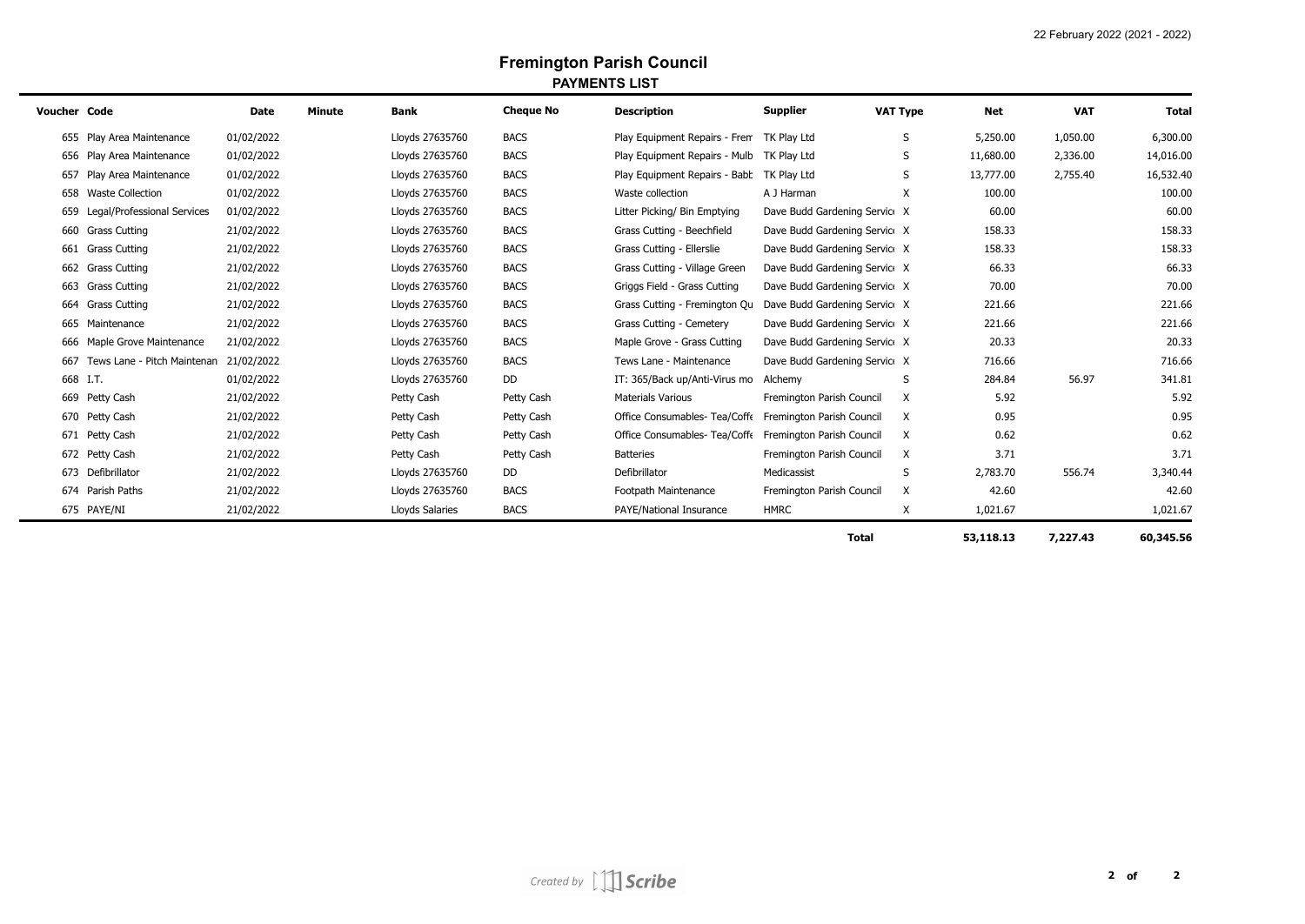# Fremington Parish Council

## PAYMENTS LIST

| Voucher | Code | Date | Minute | Bank | Cheque No | Description | Supplier | VAT Type | Net | VAT | Total |
|---|---|---|---|---|---|---|---|---|---|---|---|
| 655 | Play Area Maintenance | 01/02/2022 | | Lloyds 27635760 | BACS | Play Equipment Repairs - Frem | TK Play Ltd | S | 5,250.00 | 1,050.00 | 6,300.00 |
| 656 | Play Area Maintenance | 01/02/2022 | | Lloyds 27635760 | BACS | Play Equipment Repairs - Mulb | TK Play Ltd | S | 11,680.00 | 2,336.00 | 14,016.00 |
| 657 | Play Area Maintenance | 01/02/2022 | | Lloyds 27635760 | BACS | Play Equipment Repairs - Babb | TK Play Ltd | S | 13,777.00 | 2,755.40 | 16,532.40 |
| 658 | Waste Collection | 01/02/2022 | | Lloyds 27635760 | BACS | Waste collection | A J Harman | X | 100.00 | | 100.00 |
| 659 | Legal/Professional Services | 01/02/2022 | | Lloyds 27635760 | BACS | Litter Picking/ Bin Emptying | Dave Budd Gardening Servic | X | 60.00 | | 60.00 |
| 660 | Grass Cutting | 21/02/2022 | | Lloyds 27635760 | BACS | Grass Cutting - Beechfield | Dave Budd Gardening Servic | X | 158.33 | | 158.33 |
| 661 | Grass Cutting | 21/02/2022 | | Lloyds 27635760 | BACS | Grass Cutting - Ellerslie | Dave Budd Gardening Servic | X | 158.33 | | 158.33 |
| 662 | Grass Cutting | 21/02/2022 | | Lloyds 27635760 | BACS | Grass Cutting - Village Green | Dave Budd Gardening Servic | X | 66.33 | | 66.33 |
| 663 | Grass Cutting | 21/02/2022 | | Lloyds 27635760 | BACS | Griggs Field - Grass Cutting | Dave Budd Gardening Servic | X | 70.00 | | 70.00 |
| 664 | Grass Cutting | 21/02/2022 | | Lloyds 27635760 | BACS | Grass Cutting - Fremington Qu | Dave Budd Gardening Servic | X | 221.66 | | 221.66 |
| 665 | Maintenance | 21/02/2022 | | Lloyds 27635760 | BACS | Grass Cutting - Cemetery | Dave Budd Gardening Servic | X | 221.66 | | 221.66 |
| 666 | Maple Grove Maintenance | 21/02/2022 | | Lloyds 27635760 | BACS | Maple Grove - Grass Cutting | Dave Budd Gardening Servic | X | 20.33 | | 20.33 |
| 667 | Tews Lane - Pitch Maintenan | 21/02/2022 | | Lloyds 27635760 | BACS | Tews Lane - Maintenance | Dave Budd Gardening Servic | X | 716.66 | | 716.66 |
| 668 | I.T. | 01/02/2022 | | Lloyds 27635760 | DD | IT: 365/Back up/Anti-Virus mo | Alchemy | S | 284.84 | 56.97 | 341.81 |
| 669 | Petty Cash | 21/02/2022 | | Petty Cash | Petty Cash | Materials Various | Fremington Parish Council | X | 5.92 | | 5.92 |
| 670 | Petty Cash | 21/02/2022 | | Petty Cash | Petty Cash | Office Consumables- Tea/Coffe | Fremington Parish Council | X | 0.95 | | 0.95 |
| 671 | Petty Cash | 21/02/2022 | | Petty Cash | Petty Cash | Office Consumables- Tea/Coffe | Fremington Parish Council | X | 0.62 | | 0.62 |
| 672 | Petty Cash | 21/02/2022 | | Petty Cash | Petty Cash | Batteries | Fremington Parish Council | X | 3.71 | | 3.71 |
| 673 | Defibrillator | 21/02/2022 | | Lloyds 27635760 | DD | Defibrillator | Medicassist | S | 2,783.70 | 556.74 | 3,340.44 |
| 674 | Parish Paths | 21/02/2022 | | Lloyds 27635760 | BACS | Footpath Maintenance | Fremington Parish Council | X | 42.60 | | 42.60 |
| 675 | PAYE/NI | 21/02/2022 | | Lloyds Salaries | BACS | PAYE/National Insurance | HMRC | X | 1,021.67 | | 1,021.67 |
| | | | | | | | **Total** | | **53,118.13** | **7,227.43** | **60,345.56** |